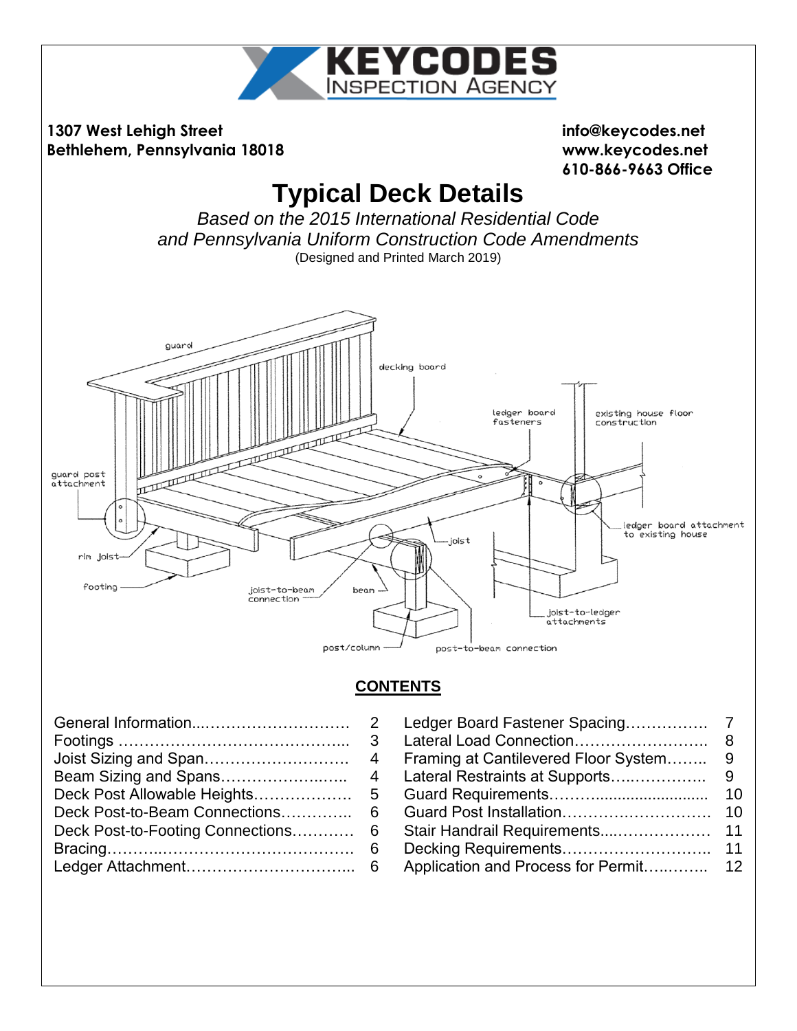KEYCODES INSPECTION AGENCY

**1307 West Lehigh Street**
**Bethlehem, Pennsylvania 18018**

**info@keycodes.net**
**www.keycodes.net**
**610-866-9663 Office**

# Typical Deck Details

*Based on the 2015 International Residential Code*
*and Pennsylvania Uniform Construction Code Amendments*

(Designed and Printed March 2019)

guard
decking board
ledger board fasteners
existing house floor construction
guard post attachment
ledger board attachment to existing house
rim joist
joist
footing
joist-to-beam connection
beam
joist-to-ledger attachments
post/column
post-to-beam connection

## CONTENTS

| | | | |
|---|---|---|---|
| General Information | 2 | Ledger Board Fastener Spacing | 7 |
| Footings | 3 | Lateral Load Connection | 8 |
| Joist Sizing and Span | 4 | Framing at Cantilevered Floor System | 9 |
| Beam Sizing and Spans | 4 | Lateral Restraints at Supports | 9 |
| Deck Post Allowable Heights | 5 | Guard Requirements | 10 |
| Deck Post-to-Beam Connections | 6 | Guard Post Installation | 10 |
| Deck Post-to-Footing Connections | 6 | Stair Handrail Requirements | 11 |
| Bracing | 6 | Decking Requirements | 11 |
| Ledger Attachment | 6 | Application and Process for Permit | 12 |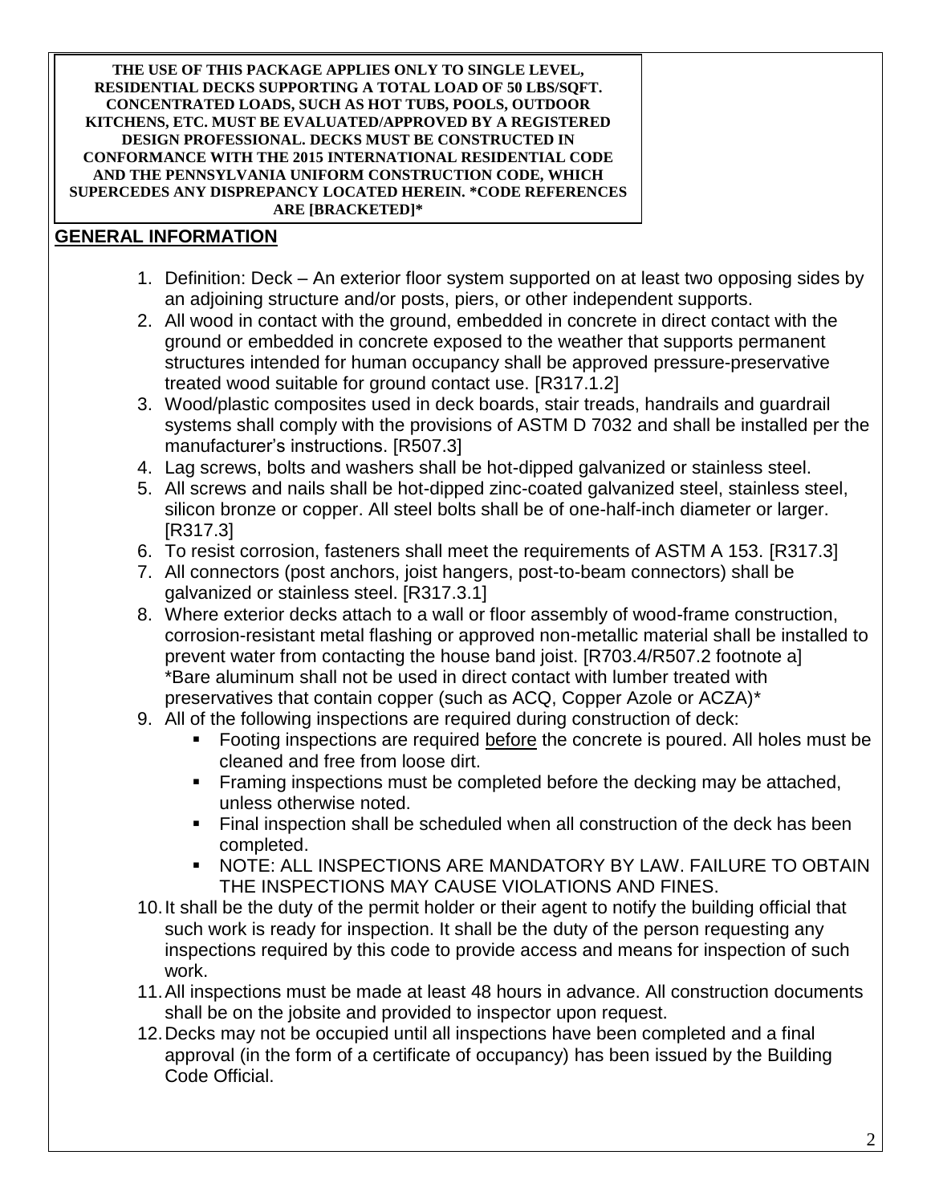**THE USE OF THIS PACKAGE APPLIES ONLY TO SINGLE LEVEL, RESIDENTIAL DECKS SUPPORTING A TOTAL LOAD OF 50 LBS/SQFT. CONCENTRATED LOADS, SUCH AS HOT TUBS, POOLS, OUTDOOR KITCHENS, ETC. MUST BE EVALUATED/APPROVED BY A REGISTERED DESIGN PROFESSIONAL. DECKS MUST BE CONSTRUCTED IN CONFORMANCE WITH THE 2015 INTERNATIONAL RESIDENTIAL CODE AND THE PENNSYLVANIA UNIFORM CONSTRUCTION CODE, WHICH SUPERCEDES ANY DISPREPANCY LOCATED HEREIN. *CODE REFERENCES ARE [BRACKETED]***

## GENERAL INFORMATION

1. Definition: Deck – An exterior floor system supported on at least two opposing sides by an adjoining structure and/or posts, piers, or other independent supports.
2. All wood in contact with the ground, embedded in concrete in direct contact with the ground or embedded in concrete exposed to the weather that supports permanent structures intended for human occupancy shall be approved pressure-preservative treated wood suitable for ground contact use. [R317.1.2]
3. Wood/plastic composites used in deck boards, stair treads, handrails and guardrail systems shall comply with the provisions of ASTM D 7032 and shall be installed per the manufacturer's instructions. [R507.3]
4. Lag screws, bolts and washers shall be hot-dipped galvanized or stainless steel.
5. All screws and nails shall be hot-dipped zinc-coated galvanized steel, stainless steel, silicon bronze or copper. All steel bolts shall be of one-half-inch diameter or larger. [R317.3]
6. To resist corrosion, fasteners shall meet the requirements of ASTM A 153. [R317.3]
7. All connectors (post anchors, joist hangers, post-to-beam connectors) shall be galvanized or stainless steel. [R317.3.1]
8. Where exterior decks attach to a wall or floor assembly of wood-frame construction, corrosion-resistant metal flashing or approved non-metallic material shall be installed to prevent water from contacting the house band joist. [R703.4/R507.2 footnote a] *Bare aluminum shall not be used in direct contact with lumber treated with preservatives that contain copper (such as ACQ, Copper Azole or ACZA)*
9. All of the following inspections are required during construction of deck:
   - Footing inspections are required before the concrete is poured. All holes must be cleaned and free from loose dirt.
   - Framing inspections must be completed before the decking may be attached, unless otherwise noted.
   - Final inspection shall be scheduled when all construction of the deck has been completed.
   - NOTE: ALL INSPECTIONS ARE MANDATORY BY LAW. FAILURE TO OBTAIN THE INSPECTIONS MAY CAUSE VIOLATIONS AND FINES.
10. It shall be the duty of the permit holder or their agent to notify the building official that such work is ready for inspection. It shall be the duty of the person requesting any inspections required by this code to provide access and means for inspection of such work.
11. All inspections must be made at least 48 hours in advance. All construction documents shall be on the jobsite and provided to inspector upon request.
12. Decks may not be occupied until all inspections have been completed and a final approval (in the form of a certificate of occupancy) has been issued by the Building Code Official.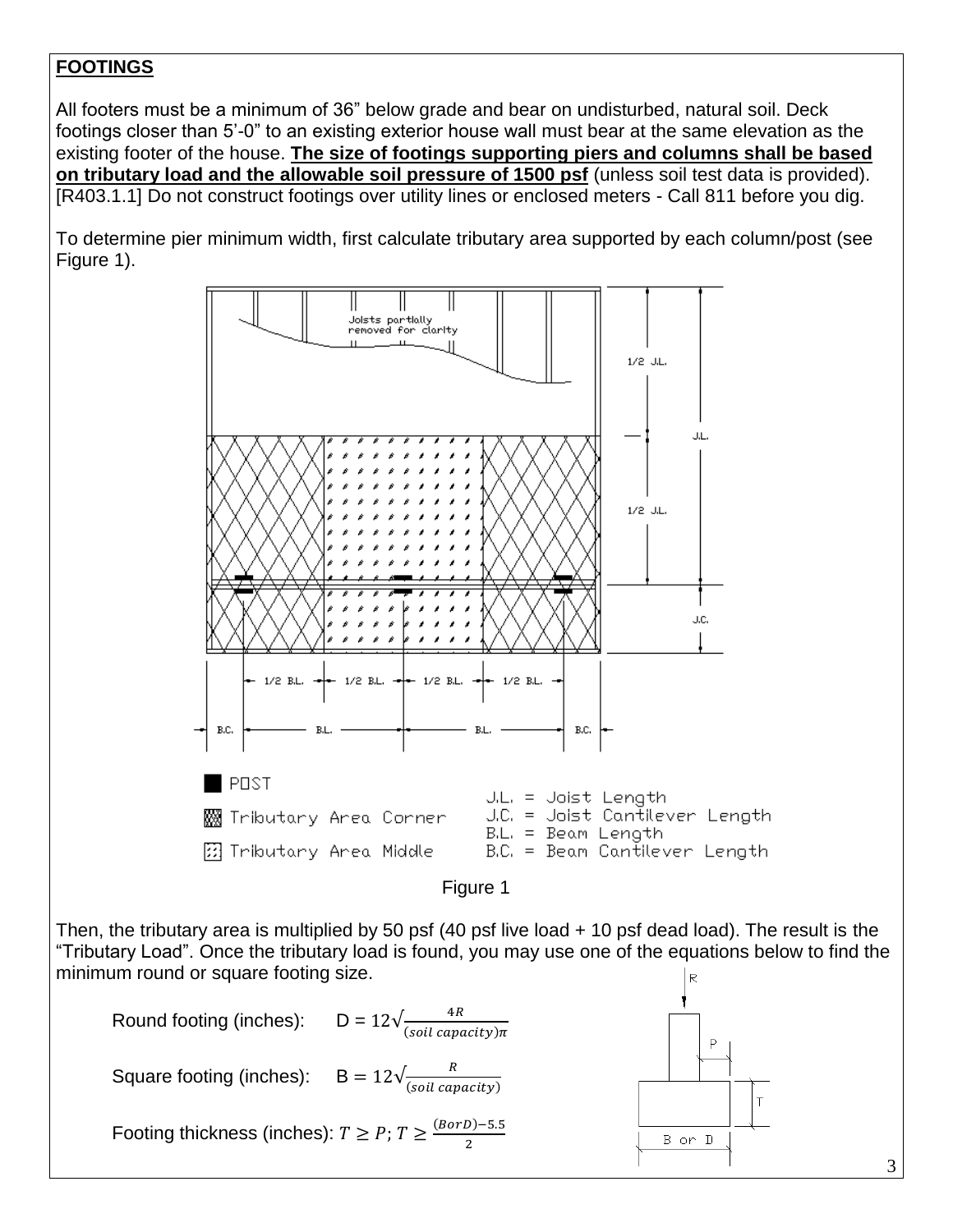## **FOOTINGS**

All footers must be a minimum of 36" below grade and bear on undisturbed, natural soil. Deck footings closer than 5'-0" to an existing exterior house wall must bear at the same elevation as the existing footer of the house. **The size of footings supporting piers and columns shall be based on tributary load and the allowable soil pressure of 1500 psf** (unless soil test data is provided). [R403.1.1] Do not construct footings over utility lines or enclosed meters - Call 811 before you dig.

To determine pier minimum width, first calculate tributary area supported by each column/post (see Figure 1).

Figure 1

Then, the tributary area is multiplied by 50 psf (40 psf live load + 10 psf dead load). The result is the "Tributary Load". Once the tributary load is found, you may use one of the equations below to find the minimum round or square footing size.

Round footing (inches): $D = 12\sqrt{\frac{4R}{(soil\ capacity)\pi}}$

Square footing (inches): $B = 12\sqrt{\frac{R}{(soil\ capacity)}}$

Footing thickness (inches): $T \geq P;\ T \geq \frac{(B or D)-5.5}{2}$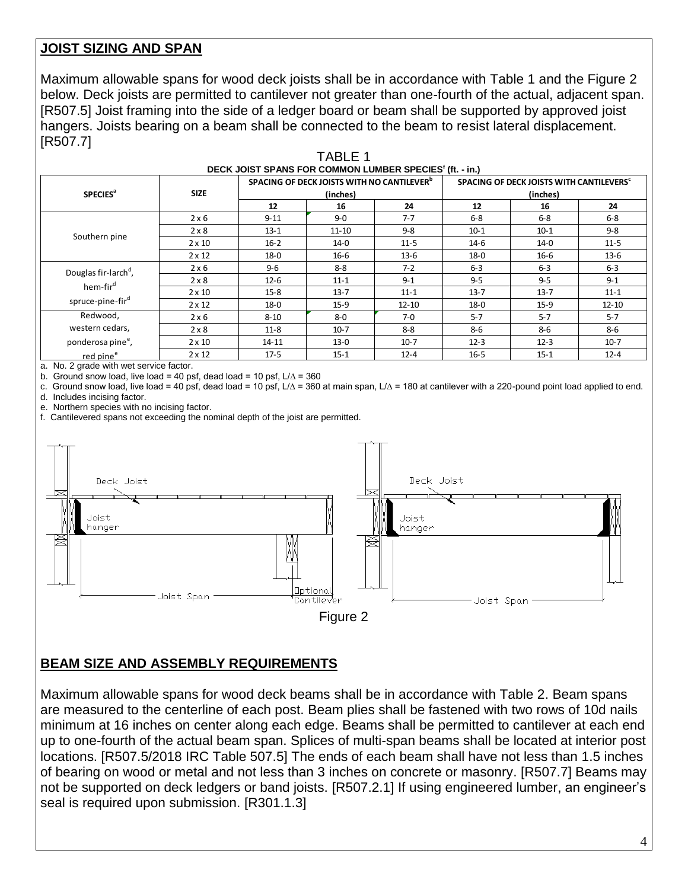## JOIST SIZING AND SPAN

Maximum allowable spans for wood deck joists shall be in accordance with Table 1 and the Figure 2 below. Deck joists are permitted to cantilever not greater than one-fourth of the actual, adjacent span. [R507.5] Joist framing into the side of a ledger board or beam shall be supported by approved joist hangers. Joists bearing on a beam shall be connected to the beam to resist lateral displacement. [R507.7]

TABLE 1

**DECK JOIST SPANS FOR COMMON LUMBER SPECIES[f] (ft. - in.)**

| SPECIES[a] | SIZE | SPACING OF DECK JOISTS WITH NO CANTILEVER[b] (inches) | | | SPACING OF DECK JOISTS WITH CANTILEVERS[c] (inches) | | |
|---|---|---|---|---|---|---|---|
| | | 12 | 16 | 24 | 12 | 16 | 24 |
| Southern pine | 2 x 6 | 9-11 | 9-0 | 7-7 | 6-8 | 6-8 | 6-8 |
| | 2 x 8 | 13-1 | 11-10 | 9-8 | 10-1 | 10-1 | 9-8 |
| | 2 x 10 | 16-2 | 14-0 | 11-5 | 14-6 | 14-0 | 11-5 |
| | 2 x 12 | 18-0 | 16-6 | 13-6 | 18-0 | 16-6 | 13-6 |
| Douglas fir-larch[d], hem-fir[d] spruce-pine-fir[d] | 2 x 6 | 9-6 | 8-8 | 7-2 | 6-3 | 6-3 | 6-3 |
| | 2 x 8 | 12-6 | 11-1 | 9-1 | 9-5 | 9-5 | 9-1 |
| | 2 x 10 | 15-8 | 13-7 | 11-1 | 13-7 | 13-7 | 11-1 |
| | 2 x 12 | 18-0 | 15-9 | 12-10 | 18-0 | 15-9 | 12-10 |
| Redwood, western cedars, ponderosa pine[e], red pine[e] | 2 x 6 | 8-10 | 8-0 | 7-0 | 5-7 | 5-7 | 5-7 |
| | 2 x 8 | 11-8 | 10-7 | 8-8 | 8-6 | 8-6 | 8-6 |
| | 2 x 10 | 14-11 | 13-0 | 10-7 | 12-3 | 12-3 | 10-7 |
| | 2 x 12 | 17-5 | 15-1 | 12-4 | 16-5 | 15-1 | 12-4 |

a. No. 2 grade with wet service factor.
b. Ground snow load, live load = 40 psf, dead load = 10 psf, L/Δ = 360
c. Ground snow load, live load = 40 psf, dead load = 10 psf, L/Δ = 360 at main span, L/Δ = 180 at cantilever with a 220-pound point load applied to end.
d. Includes incising factor.
e. Northern species with no incising factor.
f. Cantilevered spans not exceeding the nominal depth of the joist are permitted.

Figure 2

## BEAM SIZE AND ASSEMBLY REQUIREMENTS

Maximum allowable spans for wood deck beams shall be in accordance with Table 2. Beam spans are measured to the centerline of each post. Beam plies shall be fastened with two rows of 10d nails minimum at 16 inches on center along each edge. Beams shall be permitted to cantilever at each end up to one-fourth of the actual beam span. Splices of multi-span beams shall be located at interior post locations. [R507.5/2018 IRC Table 507.5] The ends of each beam shall have not less than 1.5 inches of bearing on wood or metal and not less than 3 inches on concrete or masonry. [R507.7] Beams may not be supported on deck ledgers or band joists. [R507.2.1] If using engineered lumber, an engineer's seal is required upon submission. [R301.1.3]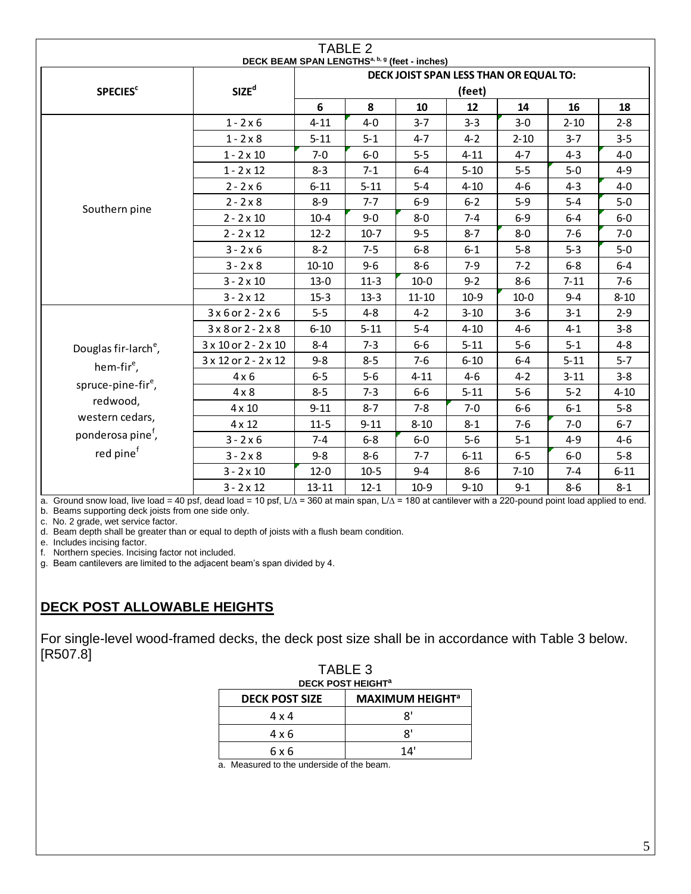# TABLE 2

**DECK BEAM SPAN LENGTHS[a, b, g] (feet - inches)**

| SPECIES[c] | SIZE[d] | DECK JOIST SPAN LESS THAN OR EQUAL TO: (feet) | | | | | | |
|---|---|---|---|---|---|---|---|---|
| | | 6 | 8 | 10 | 12 | 14 | 16 | 18 |
| Southern pine | 1 - 2 x 6 | 4-11 | 4-0 | 3-7 | 3-3 | 3-0 | 2-10 | 2-8 |
| | 1 - 2 x 8 | 5-11 | 5-1 | 4-7 | 4-2 | 2-10 | 3-7 | 3-5 |
| | 1 - 2 x 10 | 7-0 | 6-0 | 5-5 | 4-11 | 4-7 | 4-3 | 4-0 |
| | 1 - 2 x 12 | 8-3 | 7-1 | 6-4 | 5-10 | 5-5 | 5-0 | 4-9 |
| | 2 - 2 x 6 | 6-11 | 5-11 | 5-4 | 4-10 | 4-6 | 4-3 | 4-0 |
| | 2 - 2 x 8 | 8-9 | 7-7 | 6-9 | 6-2 | 5-9 | 5-4 | 5-0 |
| | 2 - 2 x 10 | 10-4 | 9-0 | 8-0 | 7-4 | 6-9 | 6-4 | 6-0 |
| | 2 - 2 x 12 | 12-2 | 10-7 | 9-5 | 8-7 | 8-0 | 7-6 | 7-0 |
| | 3 - 2 x 6 | 8-2 | 7-5 | 6-8 | 6-1 | 5-8 | 5-3 | 5-0 |
| | 3 - 2 x 8 | 10-10 | 9-6 | 8-6 | 7-9 | 7-2 | 6-8 | 6-4 |
| | 3 - 2 x 10 | 13-0 | 11-3 | 10-0 | 9-2 | 8-6 | 7-11 | 7-6 |
| | 3 - 2 x 12 | 15-3 | 13-3 | 11-10 | 10-9 | 10-0 | 9-4 | 8-10 |
| Douglas fir-larch[e], hem-fir[e], spruce-pine-fir[e], redwood, western cedars, ponderosa pine[f], red pine[f] | 3 x 6 or 2 - 2 x 6 | 5-5 | 4-8 | 4-2 | 3-10 | 3-6 | 3-1 | 2-9 |
| | 3 x 8 or 2 - 2 x 8 | 6-10 | 5-11 | 5-4 | 4-10 | 4-6 | 4-1 | 3-8 |
| | 3 x 10 or 2 - 2 x 10 | 8-4 | 7-3 | 6-6 | 5-11 | 5-6 | 5-1 | 4-8 |
| | 3 x 12 or 2 - 2 x 12 | 9-8 | 8-5 | 7-6 | 6-10 | 6-4 | 5-11 | 5-7 |
| | 4 x 6 | 6-5 | 5-6 | 4-11 | 4-6 | 4-2 | 3-11 | 3-8 |
| | 4 x 8 | 8-5 | 7-3 | 6-6 | 5-11 | 5-6 | 5-2 | 4-10 |
| | 4 x 10 | 9-11 | 8-7 | 7-8 | 7-0 | 6-6 | 6-1 | 5-8 |
| | 4 x 12 | 11-5 | 9-11 | 8-10 | 8-1 | 7-6 | 7-0 | 6-7 |
| | 3 - 2 x 6 | 7-4 | 6-8 | 6-0 | 5-6 | 5-1 | 4-9 | 4-6 |
| | 3 - 2 x 8 | 9-8 | 8-6 | 7-7 | 6-11 | 6-5 | 6-0 | 5-8 |
| | 3 - 2 x 10 | 12-0 | 10-5 | 9-4 | 8-6 | 7-10 | 7-4 | 6-11 |
| | 3 - 2 x 12 | 13-11 | 12-1 | 10-9 | 9-10 | 9-1 | 8-6 | 8-1 |

a. Ground snow load, live load = 40 psf, dead load = 10 psf, L/Δ = 360 at main span, L/Δ = 180 at cantilever with a 220-pound point load applied to end.
b. Beams supporting deck joists from one side only.
c. No. 2 grade, wet service factor.
d. Beam depth shall be greater than or equal to depth of joists with a flush beam condition.
e. Includes incising factor.
f. Northern species. Incising factor not included.
g. Beam cantilevers are limited to the adjacent beam's span divided by 4.

## DECK POST ALLOWABLE HEIGHTS

For single-level wood-framed decks, the deck post size shall be in accordance with Table 3 below. [R507.8]

# TABLE 3

**DECK POST HEIGHT[a]**

| DECK POST SIZE | MAXIMUM HEIGHT[a] |
|---|---|
| 4 x 4 | 8' |
| 4 x 6 | 8' |
| 6 x 6 | 14' |

a. Measured to the underside of the beam.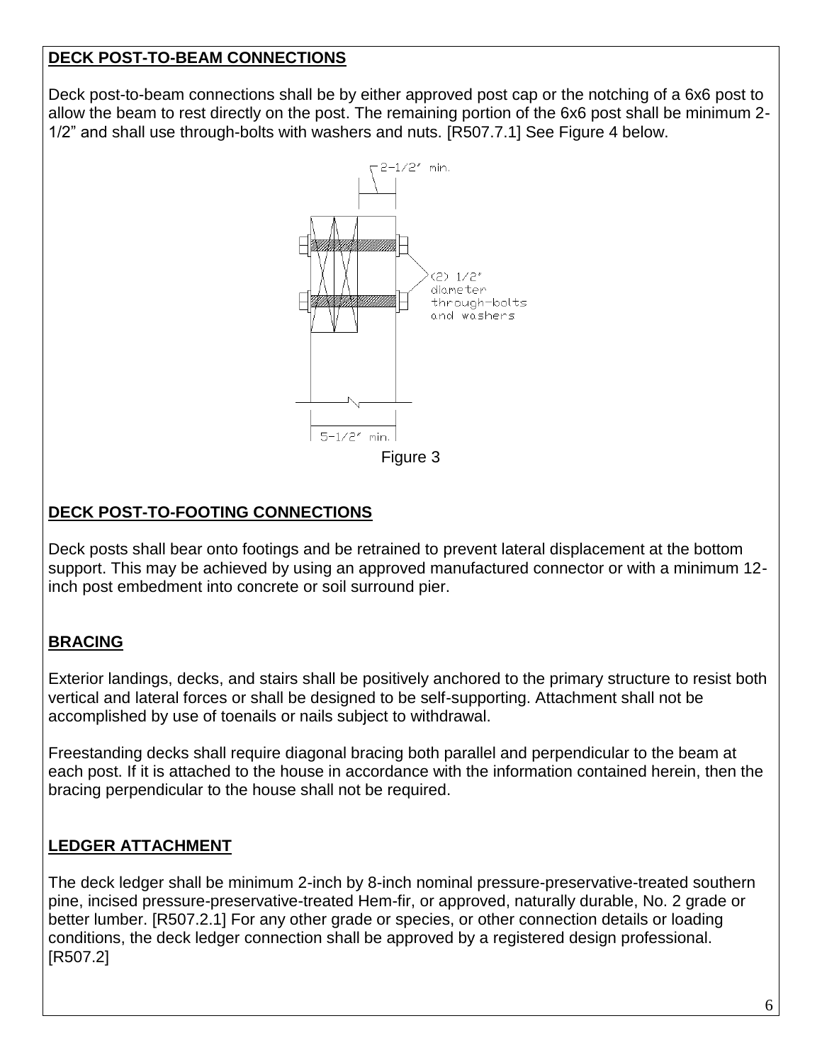## DECK POST-TO-BEAM CONNECTIONS

Deck post-to-beam connections shall be by either approved post cap or the notching of a 6x6 post to allow the beam to rest directly on the post. The remaining portion of the 6x6 post shall be minimum 2-1/2" and shall use through-bolts with washers and nuts. [R507.7.1] See Figure 4 below.

2-1/2" min.

(2) 1/2" diameter through-bolts and washers

5-1/2" min.

Figure 3

## DECK POST-TO-FOOTING CONNECTIONS

Deck posts shall bear onto footings and be retrained to prevent lateral displacement at the bottom support. This may be achieved by using an approved manufactured connector or with a minimum 12-inch post embedment into concrete or soil surround pier.

## BRACING

Exterior landings, decks, and stairs shall be positively anchored to the primary structure to resist both vertical and lateral forces or shall be designed to be self-supporting. Attachment shall not be accomplished by use of toenails or nails subject to withdrawal.

Freestanding decks shall require diagonal bracing both parallel and perpendicular to the beam at each post. If it is attached to the house in accordance with the information contained herein, then the bracing perpendicular to the house shall not be required.

## LEDGER ATTACHMENT

The deck ledger shall be minimum 2-inch by 8-inch nominal pressure-preservative-treated southern pine, incised pressure-preservative-treated Hem-fir, or approved, naturally durable, No. 2 grade or better lumber. [R507.2.1] For any other grade or species, or other connection details or loading conditions, the deck ledger connection shall be approved by a registered design professional. [R507.2]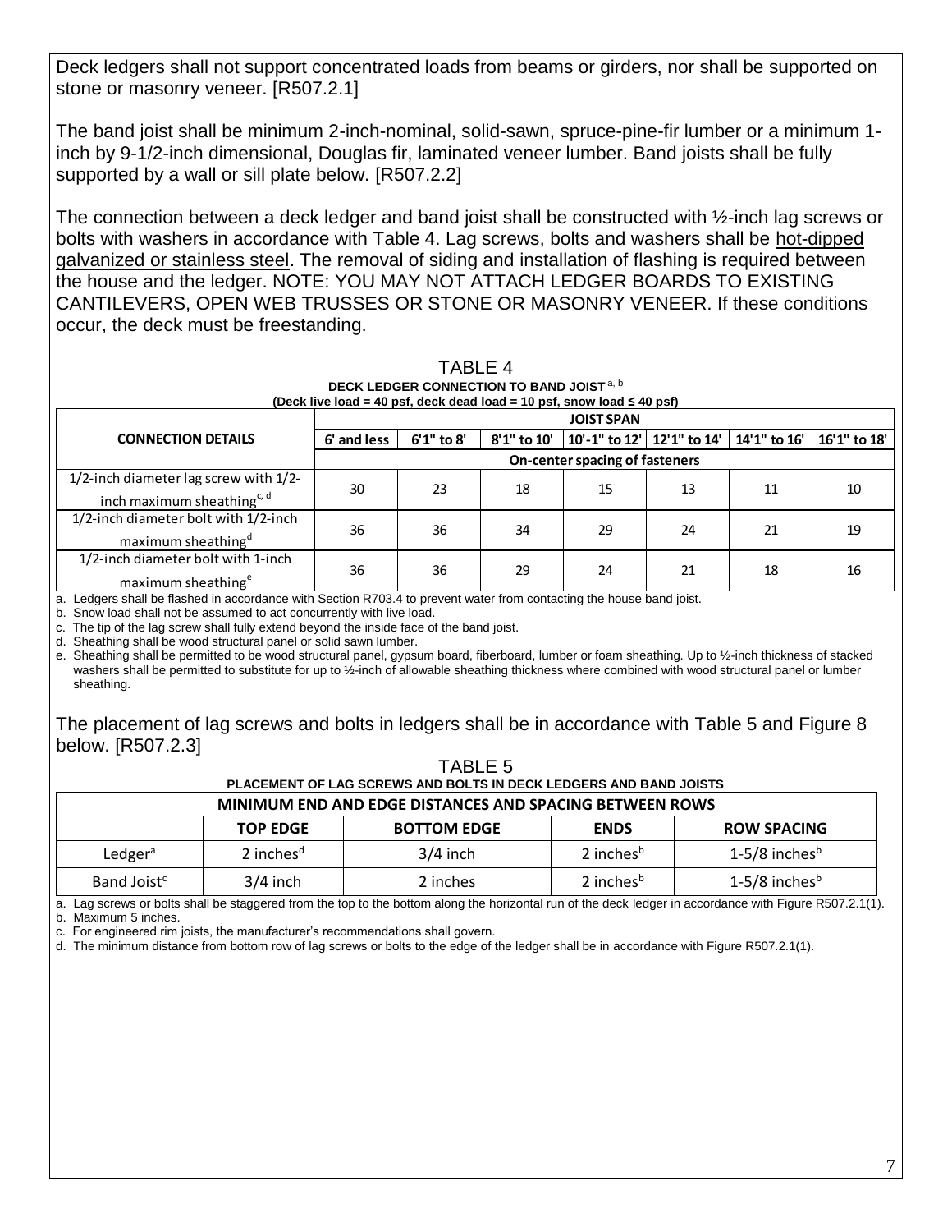Deck ledgers shall not support concentrated loads from beams or girders, nor shall be supported on stone or masonry veneer. [R507.2.1]

The band joist shall be minimum 2-inch-nominal, solid-sawn, spruce-pine-fir lumber or a minimum 1-inch by 9-1/2-inch dimensional, Douglas fir, laminated veneer lumber. Band joists shall be fully supported by a wall or sill plate below. [R507.2.2]

The connection between a deck ledger and band joist shall be constructed with ½-inch lag screws or bolts with washers in accordance with Table 4. Lag screws, bolts and washers shall be hot-dipped galvanized or stainless steel. The removal of siding and installation of flashing is required between the house and the ledger. NOTE: YOU MAY NOT ATTACH LEDGER BOARDS TO EXISTING CANTILEVERS, OPEN WEB TRUSSES OR STONE OR MASONRY VENEER. If these conditions occur, the deck must be freestanding.

**TABLE 4**
**DECK LEDGER CONNECTION TO BAND JOIST [a, b]**
**(Deck live load = 40 psf, deck dead load = 10 psf, snow load ≤ 40 psf)**

| CONNECTION DETAILS | JOIST SPAN | | | | | | |
|---|---|---|---|---|---|---|---|
| | 6' and less | 6'1" to 8' | 8'1" to 10' | 10'-1" to 12' | 12'1" to 14' | 14'1" to 16' | 16'1" to 18' |
| | On-center spacing of fasteners | | | | | | |
| 1/2-inch diameter lag screw with 1/2-inch maximum sheathing[c, d] | 30 | 23 | 18 | 15 | 13 | 11 | 10 |
| 1/2-inch diameter bolt with 1/2-inch maximum sheathing[d] | 36 | 36 | 34 | 29 | 24 | 21 | 19 |
| 1/2-inch diameter bolt with 1-inch maximum sheathing[e] | 36 | 36 | 29 | 24 | 21 | 18 | 16 |

a. Ledgers shall be flashed in accordance with Section R703.4 to prevent water from contacting the house band joist.
b. Snow load shall not be assumed to act concurrently with live load.
c. The tip of the lag screw shall fully extend beyond the inside face of the band joist.
d. Sheathing shall be wood structural panel or solid sawn lumber.
e. Sheathing shall be permitted to be wood structural panel, gypsum board, fiberboard, lumber or foam sheathing. Up to ½-inch thickness of stacked washers shall be permitted to substitute for up to ½-inch of allowable sheathing thickness where combined with wood structural panel or lumber sheathing.

The placement of lag screws and bolts in ledgers shall be in accordance with Table 5 and Figure 8 below. [R507.2.3]

**TABLE 5**
**PLACEMENT OF LAG SCREWS AND BOLTS IN DECK LEDGERS AND BAND JOISTS**

| MINIMUM END AND EDGE DISTANCES AND SPACING BETWEEN ROWS | | | | |
|---|---|---|---|---|
| | TOP EDGE | BOTTOM EDGE | ENDS | ROW SPACING |
| Ledger[a] | 2 inches[d] | 3/4 inch | 2 inches[b] | 1-5/8 inches[b] |
| Band Joist[c] | 3/4 inch | 2 inches | 2 inches[b] | 1-5/8 inches[b] |

a. Lag screws or bolts shall be staggered from the top to the bottom along the horizontal run of the deck ledger in accordance with Figure R507.2.1(1).
b. Maximum 5 inches.
c. For engineered rim joists, the manufacturer's recommendations shall govern.
d. The minimum distance from bottom row of lag screws or bolts to the edge of the ledger shall be in accordance with Figure R507.2.1(1).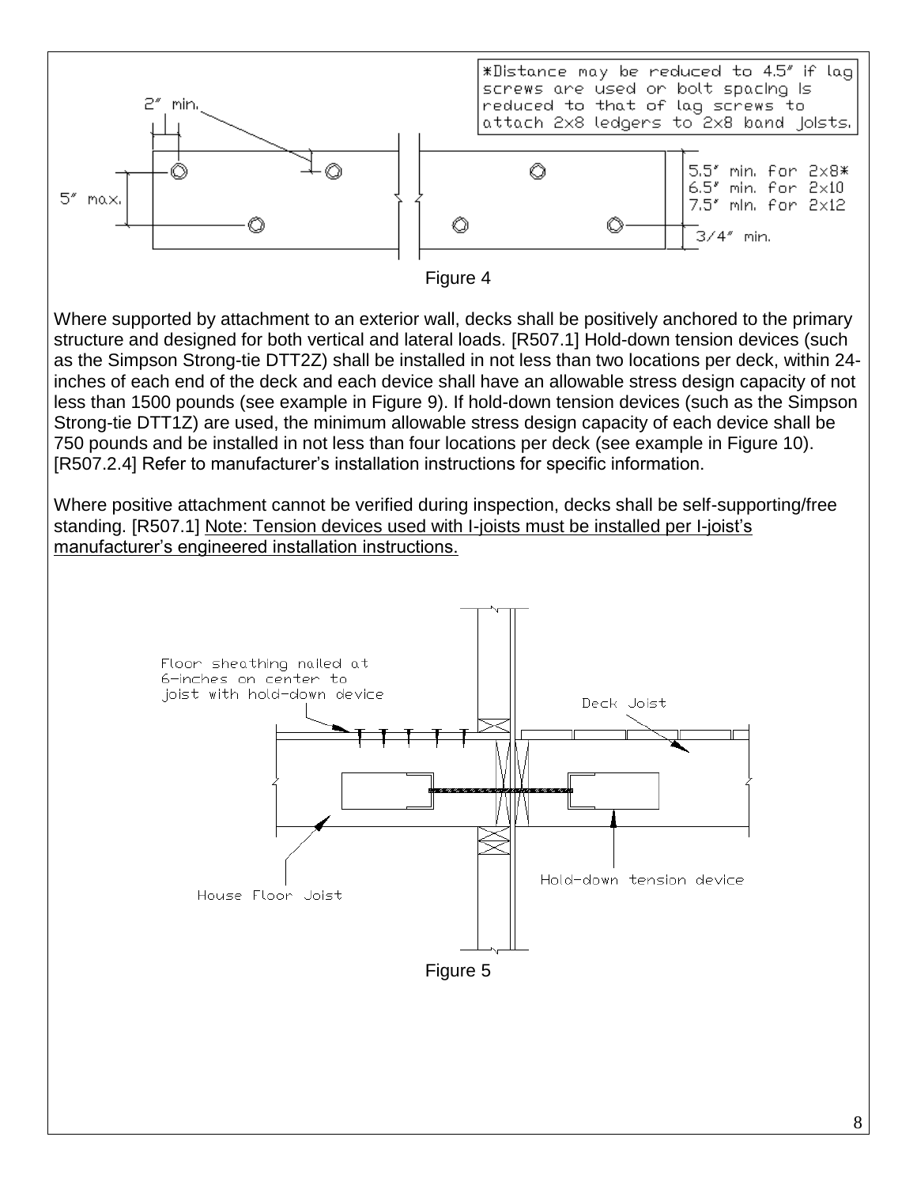*Distance may be reduced to 4.5" if lag screws are used or bolt spacing is reduced to that of lag screws to attach 2x8 ledgers to 2x8 band joists.

2" min.

5" max.

5.5" min. for 2x8*
6.5" min. for 2x10
7.5" min. for 2x12

3/4" min.

Figure 4

Where supported by attachment to an exterior wall, decks shall be positively anchored to the primary structure and designed for both vertical and lateral loads. [R507.1] Hold-down tension devices (such as the Simpson Strong-tie DTT2Z) shall be installed in not less than two locations per deck, within 24-inches of each end of the deck and each device shall have an allowable stress design capacity of not less than 1500 pounds (see example in Figure 9). If hold-down tension devices (such as the Simpson Strong-tie DTT1Z) are used, the minimum allowable stress design capacity of each device shall be 750 pounds and be installed in not less than four locations per deck (see example in Figure 10). [R507.2.4] Refer to manufacturer's installation instructions for specific information.

Where positive attachment cannot be verified during inspection, decks shall be self-supporting/free standing. [R507.1] <u>Note: Tension devices used with I-joists must be installed per I-joist's manufacturer's engineered installation instructions.</u>

Floor sheathing nailed at 6-inches on center to joist with hold-down device

Deck Joist

House Floor Joist

Hold-down tension device

Figure 5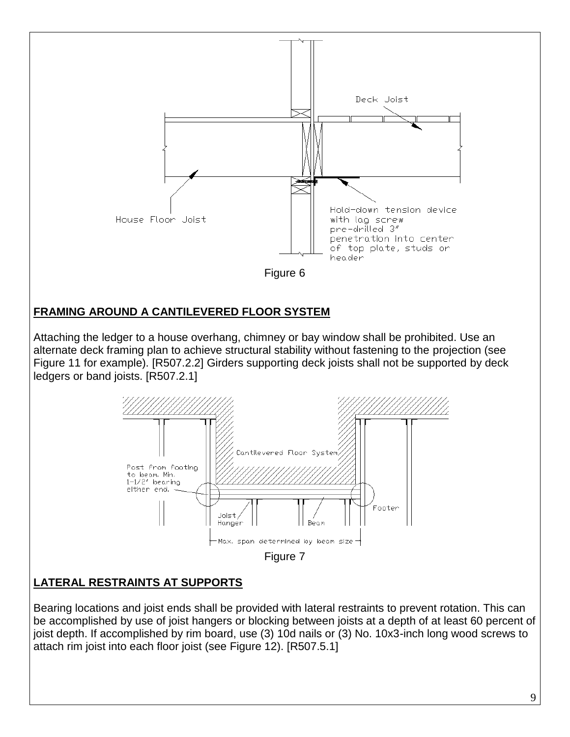Deck Joist

House Floor Joist

Hold-down tension device with lag screw pre-drilled 3" penetration into center of top plate, studs or header

Figure 6

## FRAMING AROUND A CANTILEVERED FLOOR SYSTEM

Attaching the ledger to a house overhang, chimney or bay window shall be prohibited. Use an alternate deck framing plan to achieve structural stability without fastening to the projection (see Figure 11 for example). [R507.2.2] Girders supporting deck joists shall not be supported by deck ledgers or band joists. [R507.2.1]

Cantilevered Floor System

Post from footing to beam. Min. 1-1/2" bearing either end.

Joist Hanger

Beam

Footer

Max. span determined by beam size

Figure 7

## LATERAL RESTRAINTS AT SUPPORTS

Bearing locations and joist ends shall be provided with lateral restraints to prevent rotation. This can be accomplished by use of joist hangers or blocking between joists at a depth of at least 60 percent of joist depth. If accomplished by rim board, use (3) 10d nails or (3) No. 10x3-inch long wood screws to attach rim joist into each floor joist (see Figure 12). [R507.5.1]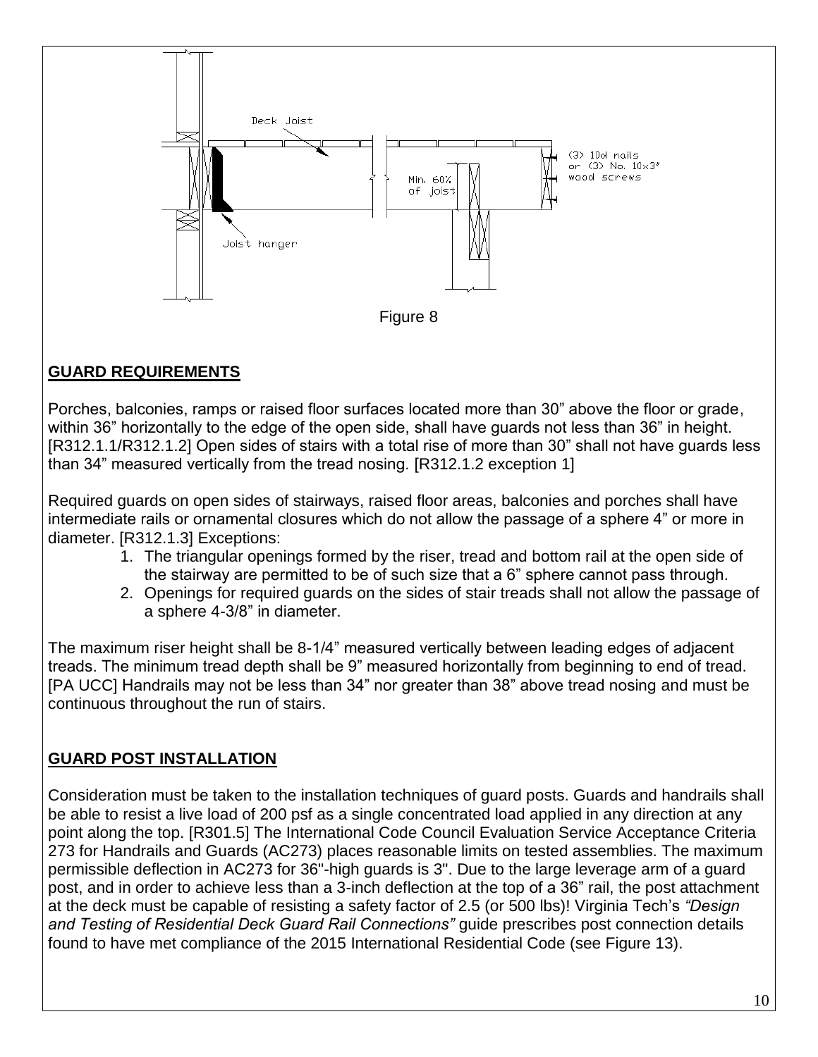Figure 8

## GUARD REQUIREMENTS

Porches, balconies, ramps or raised floor surfaces located more than 30” above the floor or grade, within 36” horizontally to the edge of the open side, shall have guards not less than 36” in height. [R312.1.1/R312.1.2] Open sides of stairs with a total rise of more than 30” shall not have guards less than 34” measured vertically from the tread nosing. [R312.1.2 exception 1]

Required guards on open sides of stairways, raised floor areas, balconies and porches shall have intermediate rails or ornamental closures which do not allow the passage of a sphere 4” or more in diameter. [R312.1.3] Exceptions:

1. The triangular openings formed by the riser, tread and bottom rail at the open side of the stairway are permitted to be of such size that a 6” sphere cannot pass through.
2. Openings for required guards on the sides of stair treads shall not allow the passage of a sphere 4-3/8” in diameter.

The maximum riser height shall be 8-1/4” measured vertically between leading edges of adjacent treads. The minimum tread depth shall be 9” measured horizontally from beginning to end of tread. [PA UCC] Handrails may not be less than 34” nor greater than 38” above tread nosing and must be continuous throughout the run of stairs.

## GUARD POST INSTALLATION

Consideration must be taken to the installation techniques of guard posts. Guards and handrails shall be able to resist a live load of 200 psf as a single concentrated load applied in any direction at any point along the top. [R301.5] The International Code Council Evaluation Service Acceptance Criteria 273 for Handrails and Guards (AC273) places reasonable limits on tested assemblies. The maximum permissible deflection in AC273 for 36"-high guards is 3". Due to the large leverage arm of a guard post, and in order to achieve less than a 3-inch deflection at the top of a 36” rail, the post attachment at the deck must be capable of resisting a safety factor of 2.5 (or 500 lbs)! Virginia Tech’s *“Design and Testing of Residential Deck Guard Rail Connections”* guide prescribes post connection details found to have met compliance of the 2015 International Residential Code (see Figure 13).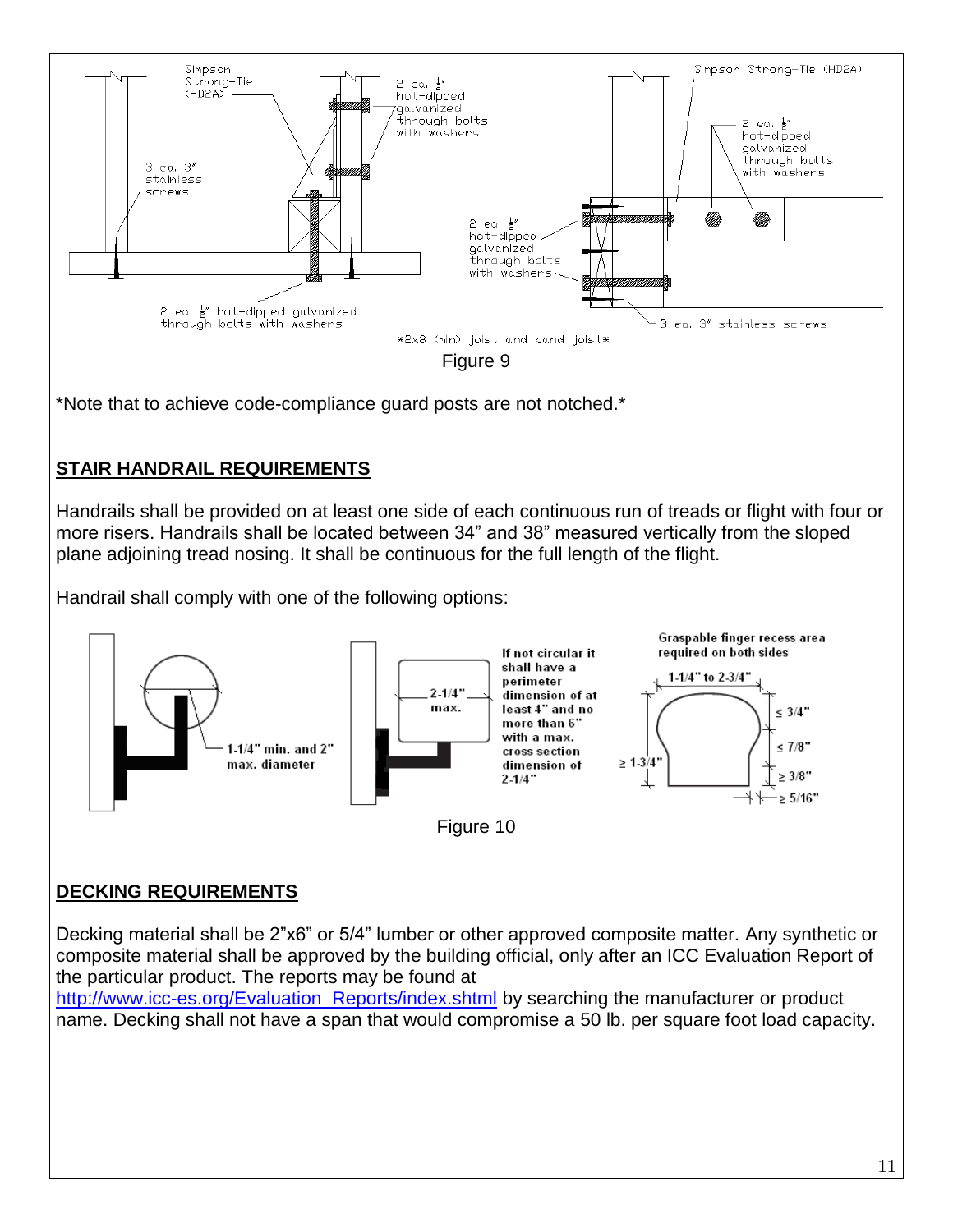Figure 9

*Note that to achieve code-compliance guard posts are not notched.*

## STAIR HANDRAIL REQUIREMENTS

Handrails shall be provided on at least one side of each continuous run of treads or flight with four or more risers. Handrails shall be located between 34" and 38" measured vertically from the sloped plane adjoining tread nosing. It shall be continuous for the full length of the flight.

Handrail shall comply with one of the following options:

Figure 10

## DECKING REQUIREMENTS

Decking material shall be 2"x6" or 5/4" lumber or other approved composite matter. Any synthetic or composite material shall be approved by the building official, only after an ICC Evaluation Report of the particular product. The reports may be found at http://www.icc-es.org/Evaluation_Reports/index.shtml by searching the manufacturer or product name. Decking shall not have a span that would compromise a 50 lb. per square foot load capacity.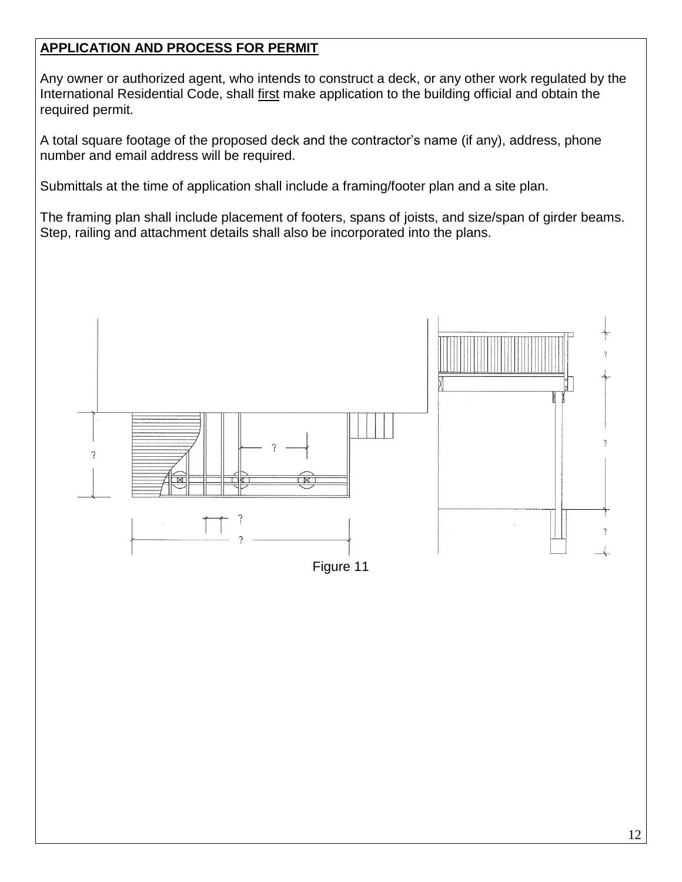**APPLICATION AND PROCESS FOR PERMIT**

Any owner or authorized agent, who intends to construct a deck, or any other work regulated by the International Residential Code, shall first make application to the building official and obtain the required permit.

A total square footage of the proposed deck and the contractor's name (if any), address, phone number and email address will be required.

Submittals at the time of application shall include a framing/footer plan and a site plan.

The framing plan shall include placement of footers, spans of joists, and size/span of girder beams. Step, railing and attachment details shall also be incorporated into the plans.

?

?

?

?

?

?

?

Figure 11